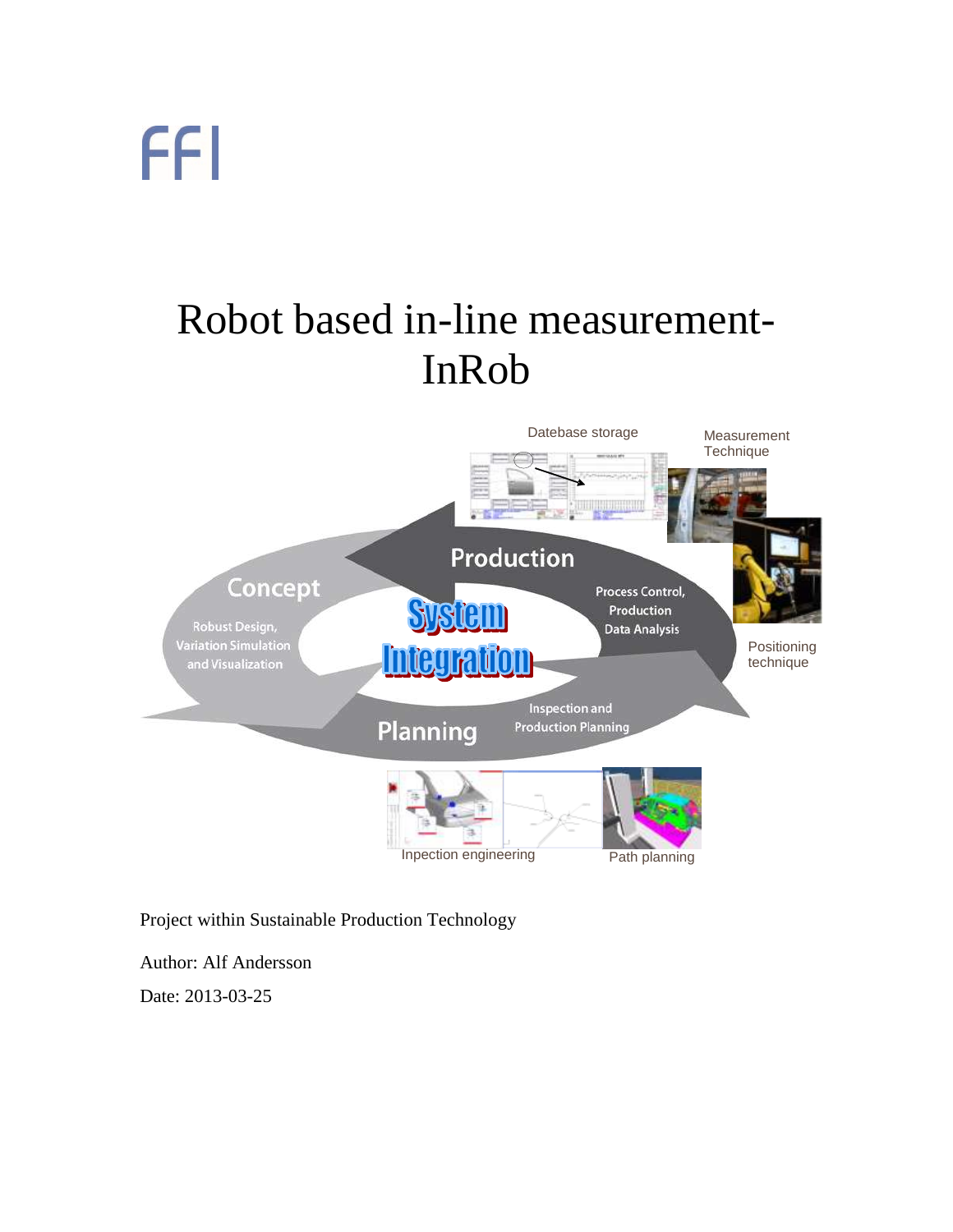FFI

# Robot based in-line measurement-InRob

Project within Sustainable Production Technology

Author: Alf Andersson

Date: 2013-03-25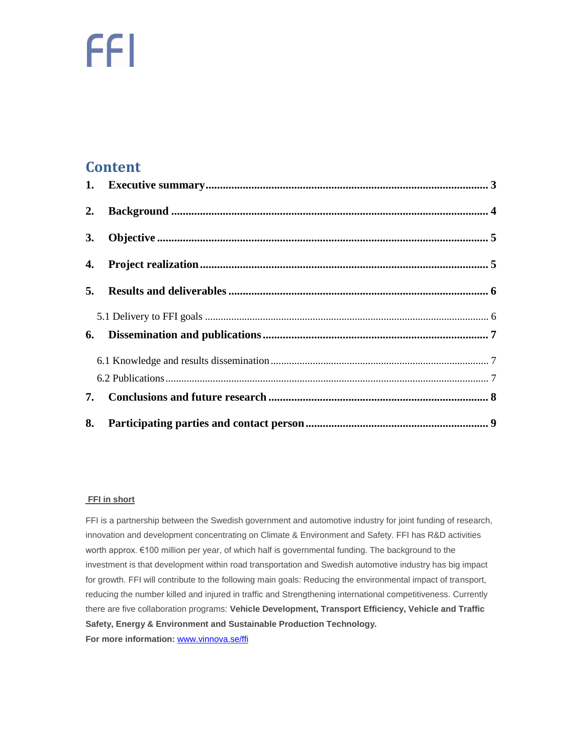FFI

## Content

1. **Executive summary** ........ 3
2. **Background** ........ 4
3. **Objective** ........ 5
4. **Project realization** ........ 5
5. **Results and deliverables** ........ 6
   - 5.1 Delivery to FFI goals ........ 6
6. **Dissemination and publications** ........ 7
   - 6.1 Knowledge and results dissemination ........ 7
   - 6.2 Publications ........ 7
7. **Conclusions and future research** ........ 8
8. **Participating parties and contact person** ........ 9

**FFI in short**

FFI is a partnership between the Swedish government and automotive industry for joint funding of research, innovation and development concentrating on Climate & Environment and Safety. FFI has R&D activities worth approx. €100 million per year, of which half is governmental funding. The background to the investment is that development within road transportation and Swedish automotive industry has big impact for growth. FFI will contribute to the following main goals: Reducing the environmental impact of transport, reducing the number killed and injured in traffic and Strengthening international competitiveness. Currently there are five collaboration programs: **Vehicle Development, Transport Efficiency, Vehicle and Traffic Safety, Energy & Environment and Sustainable Production Technology.**

**For more information:** www.vinnova.se/ffi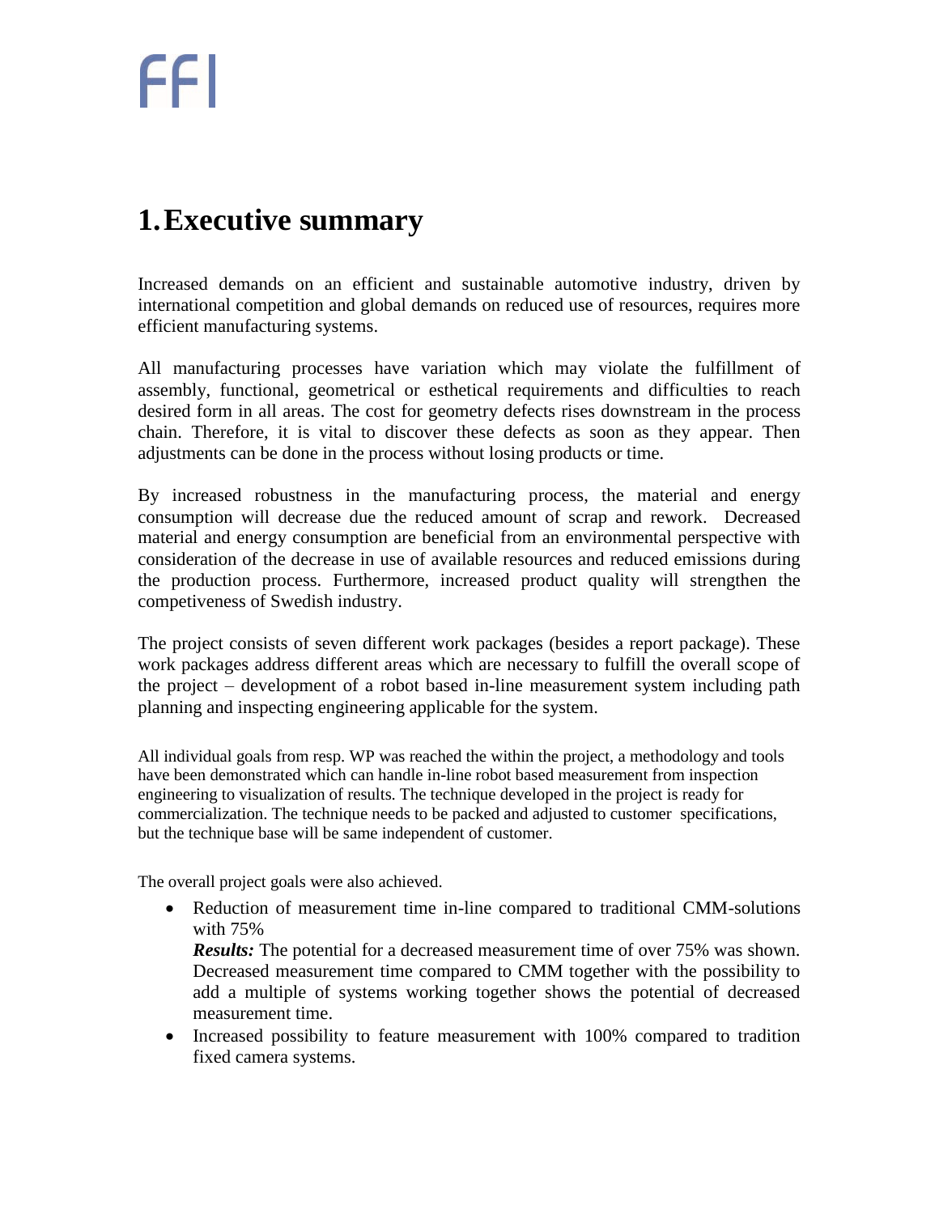# 1. Executive summary

Increased demands on an efficient and sustainable automotive industry, driven by international competition and global demands on reduced use of resources, requires more efficient manufacturing systems.

All manufacturing processes have variation which may violate the fulfillment of assembly, functional, geometrical or esthetical requirements and difficulties to reach desired form in all areas. The cost for geometry defects rises downstream in the process chain. Therefore, it is vital to discover these defects as soon as they appear. Then adjustments can be done in the process without losing products or time.

By increased robustness in the manufacturing process, the material and energy consumption will decrease due the reduced amount of scrap and rework. Decreased material and energy consumption are beneficial from an environmental perspective with consideration of the decrease in use of available resources and reduced emissions during the production process. Furthermore, increased product quality will strengthen the competiveness of Swedish industry.

The project consists of seven different work packages (besides a report package). These work packages address different areas which are necessary to fulfill the overall scope of the project – development of a robot based in-line measurement system including path planning and inspecting engineering applicable for the system.

All individual goals from resp. WP was reached the within the project, a methodology and tools have been demonstrated which can handle in-line robot based measurement from inspection engineering to visualization of results. The technique developed in the project is ready for commercialization. The technique needs to be packed and adjusted to customer specifications, but the technique base will be same independent of customer.

The overall project goals were also achieved.

- Reduction of measurement time in-line compared to traditional CMM-solutions with 75%
  ***Results:*** The potential for a decreased measurement time of over 75% was shown. Decreased measurement time compared to CMM together with the possibility to add a multiple of systems working together shows the potential of decreased measurement time.
- Increased possibility to feature measurement with 100% compared to tradition fixed camera systems.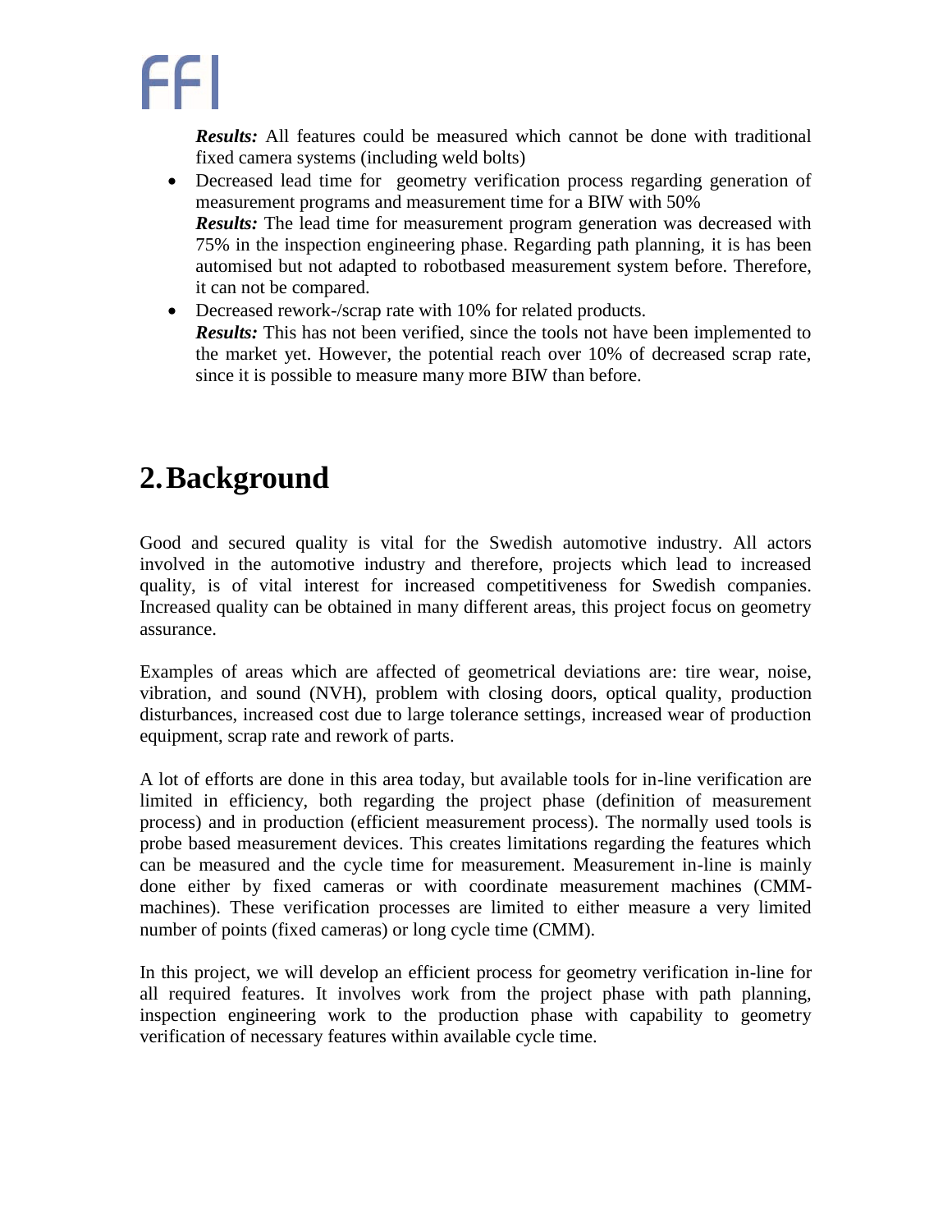*Results:* All features could be measured which cannot be done with traditional fixed camera systems (including weld bolts)

- Decreased lead time for geometry verification process regarding generation of measurement programs and measurement time for a BIW with 50%
  *Results:* The lead time for measurement program generation was decreased with 75% in the inspection engineering phase. Regarding path planning, it is has been automised but not adapted to robotbased measurement system before. Therefore, it can not be compared.
- Decreased rework-/scrap rate with 10% for related products.
  *Results:* This has not been verified, since the tools not have been implemented to the market yet. However, the potential reach over 10% of decreased scrap rate, since it is possible to measure many more BIW than before.

# 2. Background

Good and secured quality is vital for the Swedish automotive industry. All actors involved in the automotive industry and therefore, projects which lead to increased quality, is of vital interest for increased competitiveness for Swedish companies. Increased quality can be obtained in many different areas, this project focus on geometry assurance.

Examples of areas which are affected of geometrical deviations are: tire wear, noise, vibration, and sound (NVH), problem with closing doors, optical quality, production disturbances, increased cost due to large tolerance settings, increased wear of production equipment, scrap rate and rework of parts.

A lot of efforts are done in this area today, but available tools for in-line verification are limited in efficiency, both regarding the project phase (definition of measurement process) and in production (efficient measurement process). The normally used tools is probe based measurement devices. This creates limitations regarding the features which can be measured and the cycle time for measurement. Measurement in-line is mainly done either by fixed cameras or with coordinate measurement machines (CMM-machines). These verification processes are limited to either measure a very limited number of points (fixed cameras) or long cycle time (CMM).

In this project, we will develop an efficient process for geometry verification in-line for all required features. It involves work from the project phase with path planning, inspection engineering work to the production phase with capability to geometry verification of necessary features within available cycle time.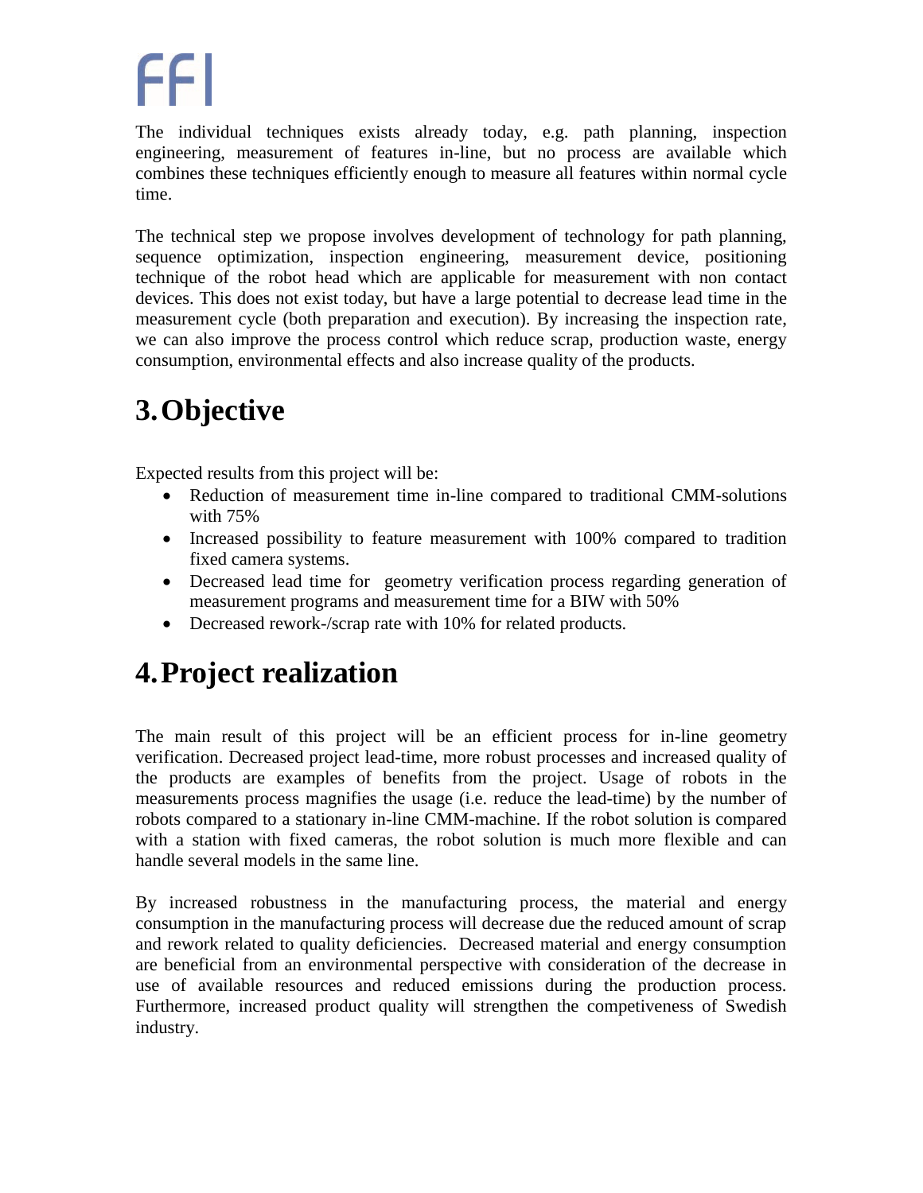The individual techniques exists already today, e.g. path planning, inspection engineering, measurement of features in-line, but no process are available which combines these techniques efficiently enough to measure all features within normal cycle time.

The technical step we propose involves development of technology for path planning, sequence optimization, inspection engineering, measurement device, positioning technique of the robot head which are applicable for measurement with non contact devices. This does not exist today, but have a large potential to decrease lead time in the measurement cycle (both preparation and execution). By increasing the inspection rate, we can also improve the process control which reduce scrap, production waste, energy consumption, environmental effects and also increase quality of the products.

# 3. Objective

Expected results from this project will be:

- Reduction of measurement time in-line compared to traditional CMM-solutions with 75%
- Increased possibility to feature measurement with 100% compared to tradition fixed camera systems.
- Decreased lead time for geometry verification process regarding generation of measurement programs and measurement time for a BIW with 50%
- Decreased rework-/scrap rate with 10% for related products.

# 4. Project realization

The main result of this project will be an efficient process for in-line geometry verification. Decreased project lead-time, more robust processes and increased quality of the products are examples of benefits from the project. Usage of robots in the measurements process magnifies the usage (i.e. reduce the lead-time) by the number of robots compared to a stationary in-line CMM-machine. If the robot solution is compared with a station with fixed cameras, the robot solution is much more flexible and can handle several models in the same line.

By increased robustness in the manufacturing process, the material and energy consumption in the manufacturing process will decrease due the reduced amount of scrap and rework related to quality deficiencies. Decreased material and energy consumption are beneficial from an environmental perspective with consideration of the decrease in use of available resources and reduced emissions during the production process. Furthermore, increased product quality will strengthen the competiveness of Swedish industry.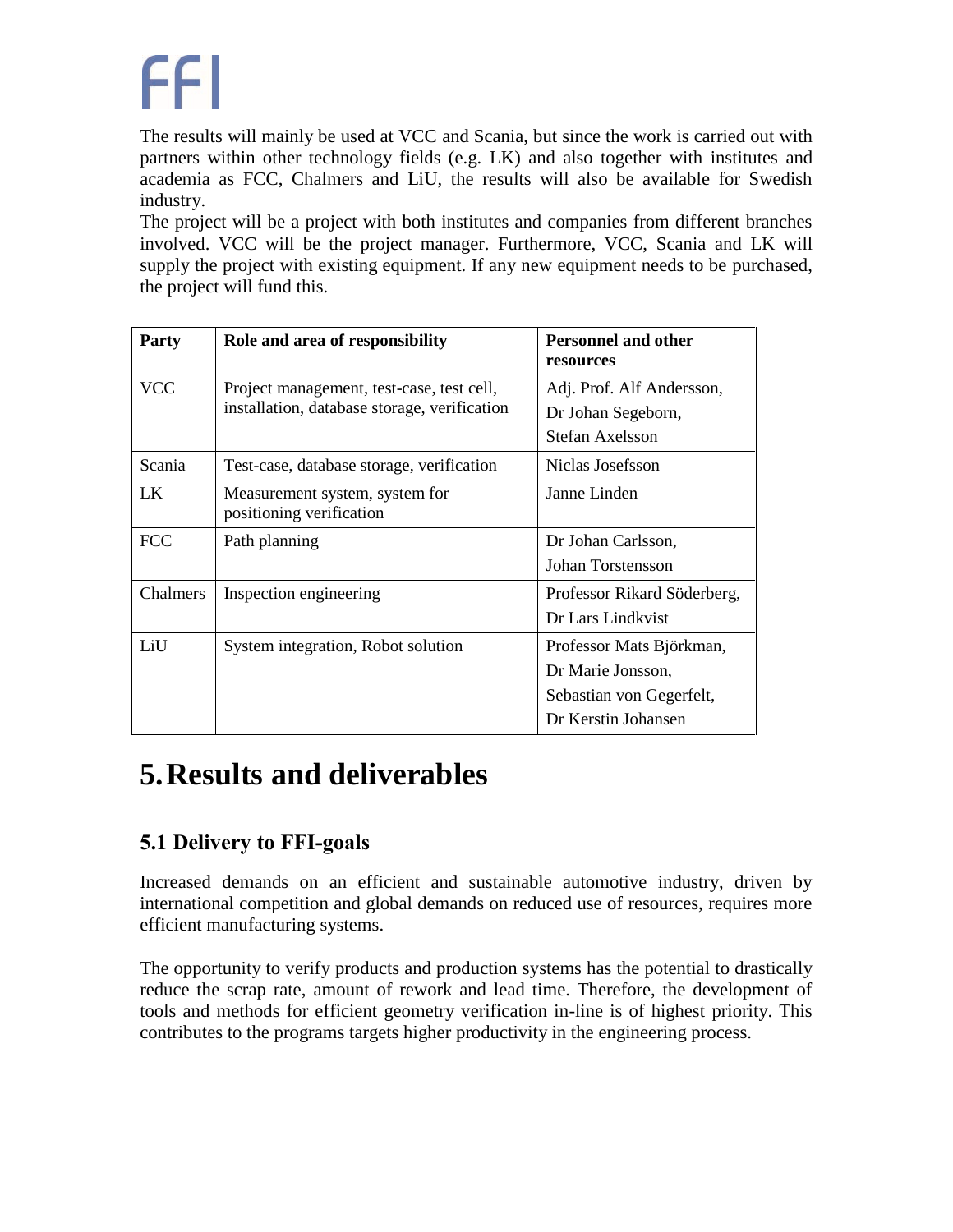The results will mainly be used at VCC and Scania, but since the work is carried out with partners within other technology fields (e.g. LK) and also together with institutes and academia as FCC, Chalmers and LiU, the results will also be available for Swedish industry.

The project will be a project with both institutes and companies from different branches involved. VCC will be the project manager. Furthermore, VCC, Scania and LK will supply the project with existing equipment. If any new equipment needs to be purchased, the project will fund this.

| Party | Role and area of responsibility | Personnel and other resources |
|---|---|---|
| VCC | Project management, test-case, test cell, installation, database storage, verification | Adj. Prof. Alf Andersson, Dr Johan Segeborn, Stefan Axelsson |
| Scania | Test-case, database storage, verification | Niclas Josefsson |
| LK | Measurement system, system for positioning verification | Janne Linden |
| FCC | Path planning | Dr Johan Carlsson, Johan Torstensson |
| Chalmers | Inspection engineering | Professor Rikard Söderberg, Dr Lars Lindkvist |
| LiU | System integration, Robot solution | Professor Mats Björkman, Dr Marie Jonsson, Sebastian von Gegerfelt, Dr Kerstin Johansen |

# 5. Results and deliverables

## 5.1 Delivery to FFI-goals

Increased demands on an efficient and sustainable automotive industry, driven by international competition and global demands on reduced use of resources, requires more efficient manufacturing systems.

The opportunity to verify products and production systems has the potential to drastically reduce the scrap rate, amount of rework and lead time. Therefore, the development of tools and methods for efficient geometry verification in-line is of highest priority. This contributes to the programs targets higher productivity in the engineering process.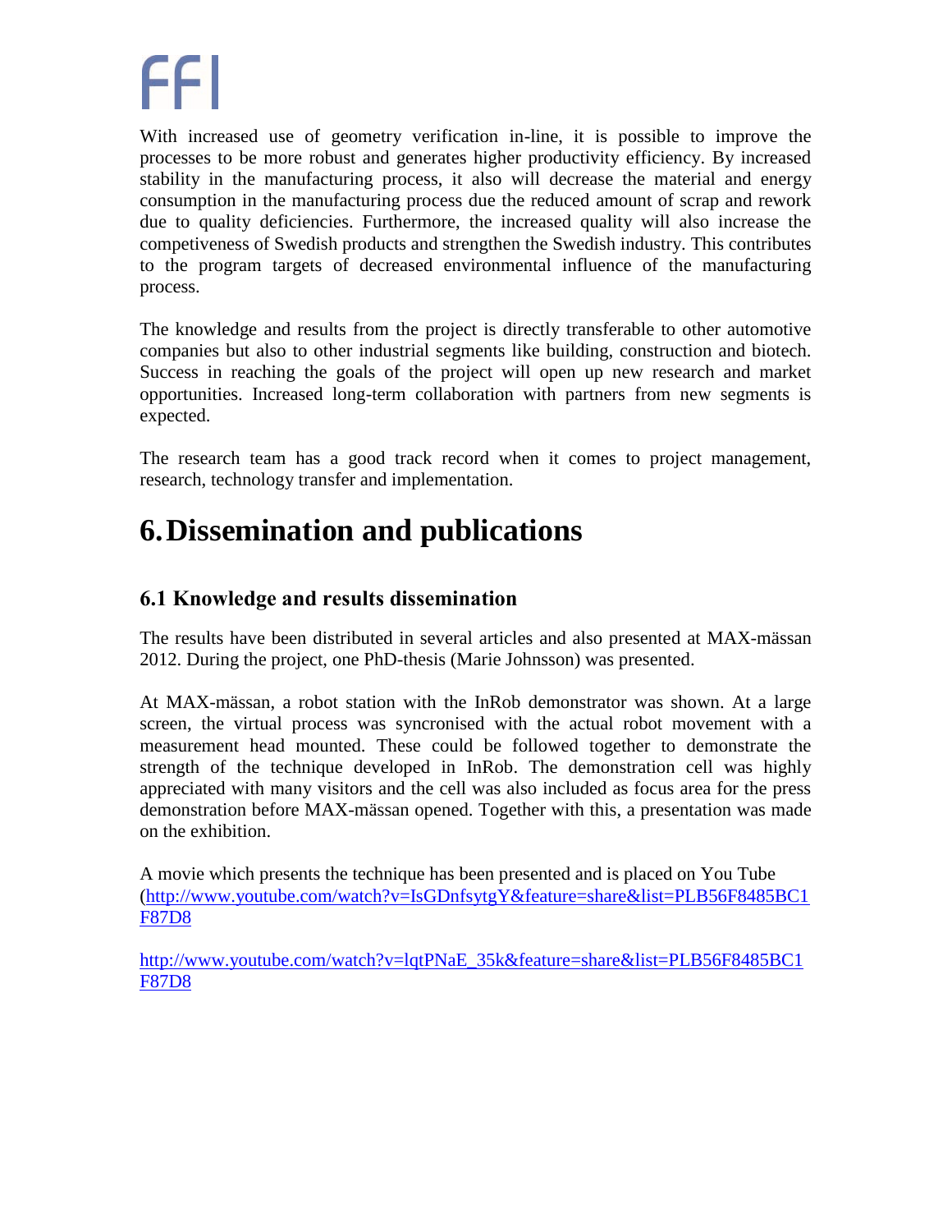With increased use of geometry verification in-line, it is possible to improve the processes to be more robust and generates higher productivity efficiency. By increased stability in the manufacturing process, it also will decrease the material and energy consumption in the manufacturing process due the reduced amount of scrap and rework due to quality deficiencies. Furthermore, the increased quality will also increase the competiveness of Swedish products and strengthen the Swedish industry. This contributes to the program targets of decreased environmental influence of the manufacturing process.

The knowledge and results from the project is directly transferable to other automotive companies but also to other industrial segments like building, construction and biotech. Success in reaching the goals of the project will open up new research and market opportunities. Increased long-term collaboration with partners from new segments is expected.

The research team has a good track record when it comes to project management, research, technology transfer and implementation.

# 6. Dissemination and publications

## 6.1 Knowledge and results dissemination

The results have been distributed in several articles and also presented at MAX-mässan 2012. During the project, one PhD-thesis (Marie Johnsson) was presented.

At MAX-mässan, a robot station with the InRob demonstrator was shown. At a large screen, the virtual process was syncronised with the actual robot movement with a measurement head mounted. These could be followed together to demonstrate the strength of the technique developed in InRob. The demonstration cell was highly appreciated with many visitors and the cell was also included as focus area for the press demonstration before MAX-mässan opened. Together with this, a presentation was made on the exhibition.

A movie which presents the technique has been presented and is placed on You Tube (http://www.youtube.com/watch?v=IsGDnfsytgY&feature=share&list=PLB56F8485BC1F87D8

http://www.youtube.com/watch?v=lqtPNaE_35k&feature=share&list=PLB56F8485BC1F87D8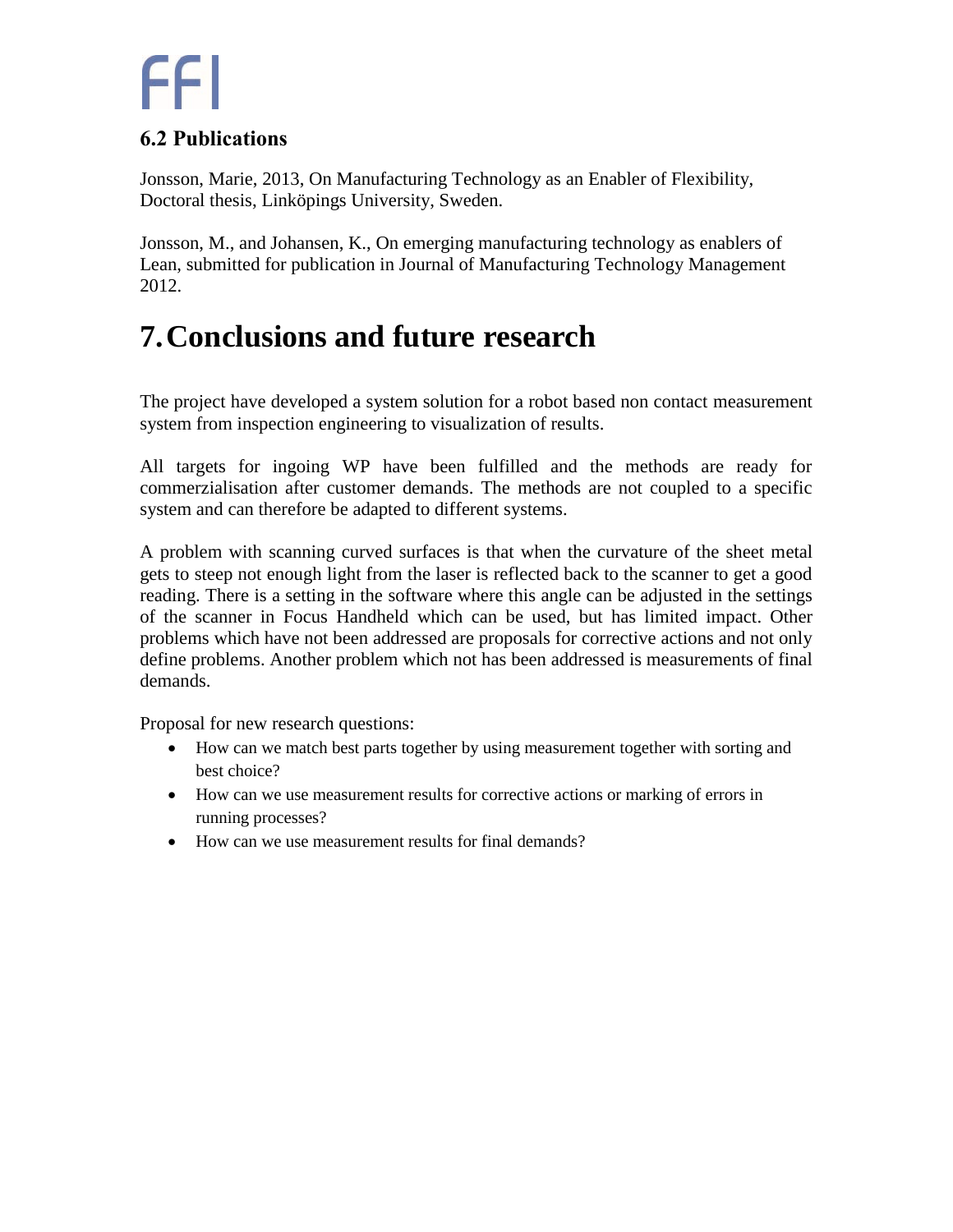### 6.2 Publications

Jonsson, Marie, 2013, On Manufacturing Technology as an Enabler of Flexibility, Doctoral thesis, Linköpings University, Sweden.

Jonsson, M., and Johansen, K., On emerging manufacturing technology as enablers of Lean, submitted for publication in Journal of Manufacturing Technology Management 2012.

# 7. Conclusions and future research

The project have developed a system solution for a robot based non contact measurement system from inspection engineering to visualization of results.

All targets for ingoing WP have been fulfilled and the methods are ready for commerzialisation after customer demands. The methods are not coupled to a specific system and can therefore be adapted to different systems.

A problem with scanning curved surfaces is that when the curvature of the sheet metal gets to steep not enough light from the laser is reflected back to the scanner to get a good reading. There is a setting in the software where this angle can be adjusted in the settings of the scanner in Focus Handheld which can be used, but has limited impact. Other problems which have not been addressed are proposals for corrective actions and not only define problems. Another problem which not has been addressed is measurements of final demands.

Proposal for new research questions:

- How can we match best parts together by using measurement together with sorting and best choice?
- How can we use measurement results for corrective actions or marking of errors in running processes?
- How can we use measurement results for final demands?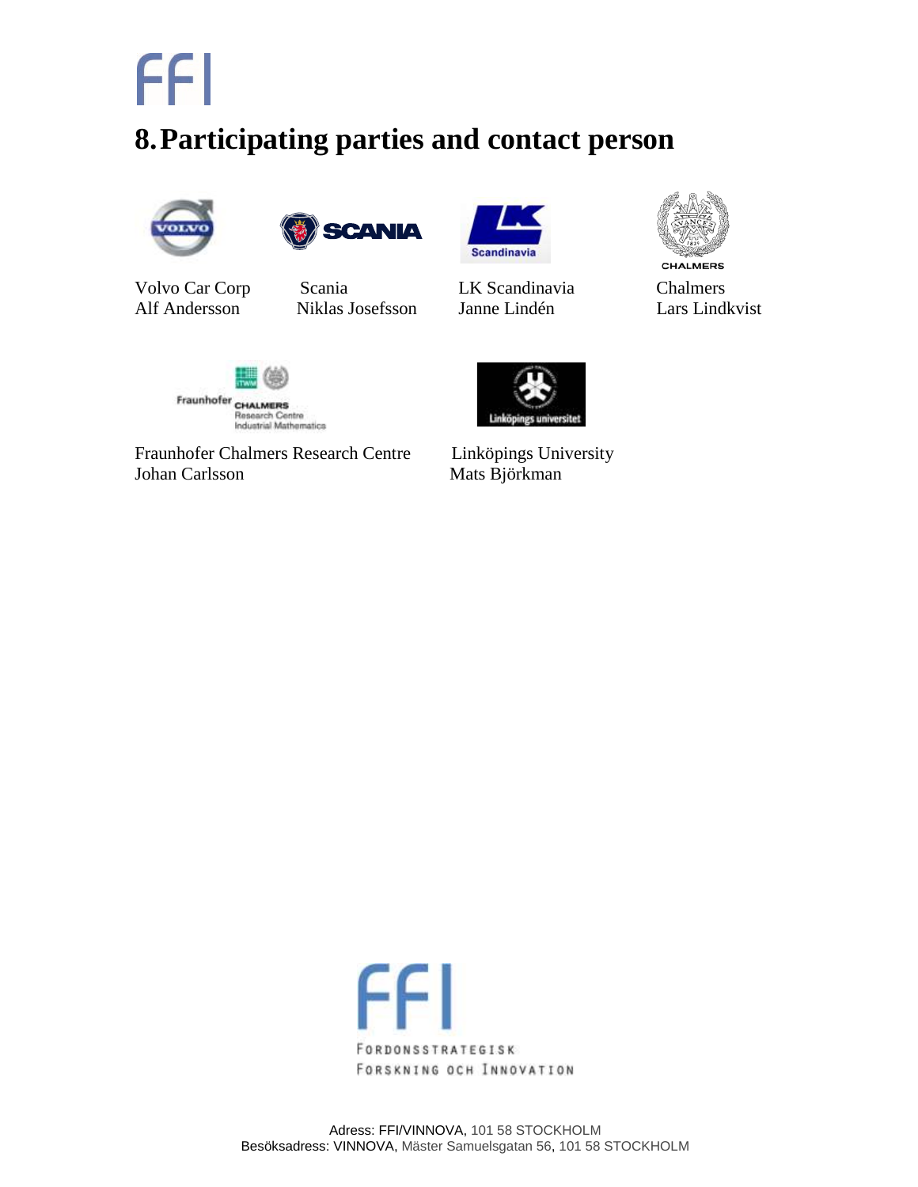# 8. Participating parties and contact person

Volvo Car Corp
Alf Andersson

Scania
Niklas Josefsson

LK Scandinavia
Janne Lindén

Chalmers
Lars Lindkvist

Fraunhofer Chalmers Research Centre
Johan Carlsson

Linköpings University
Mats Björkman

Adress: FFI/VINNOVA, 101 58 STOCKHOLM
Besöksadress: VINNOVA, Mäster Samuelsgatan 56, 101 58 STOCKHOLM